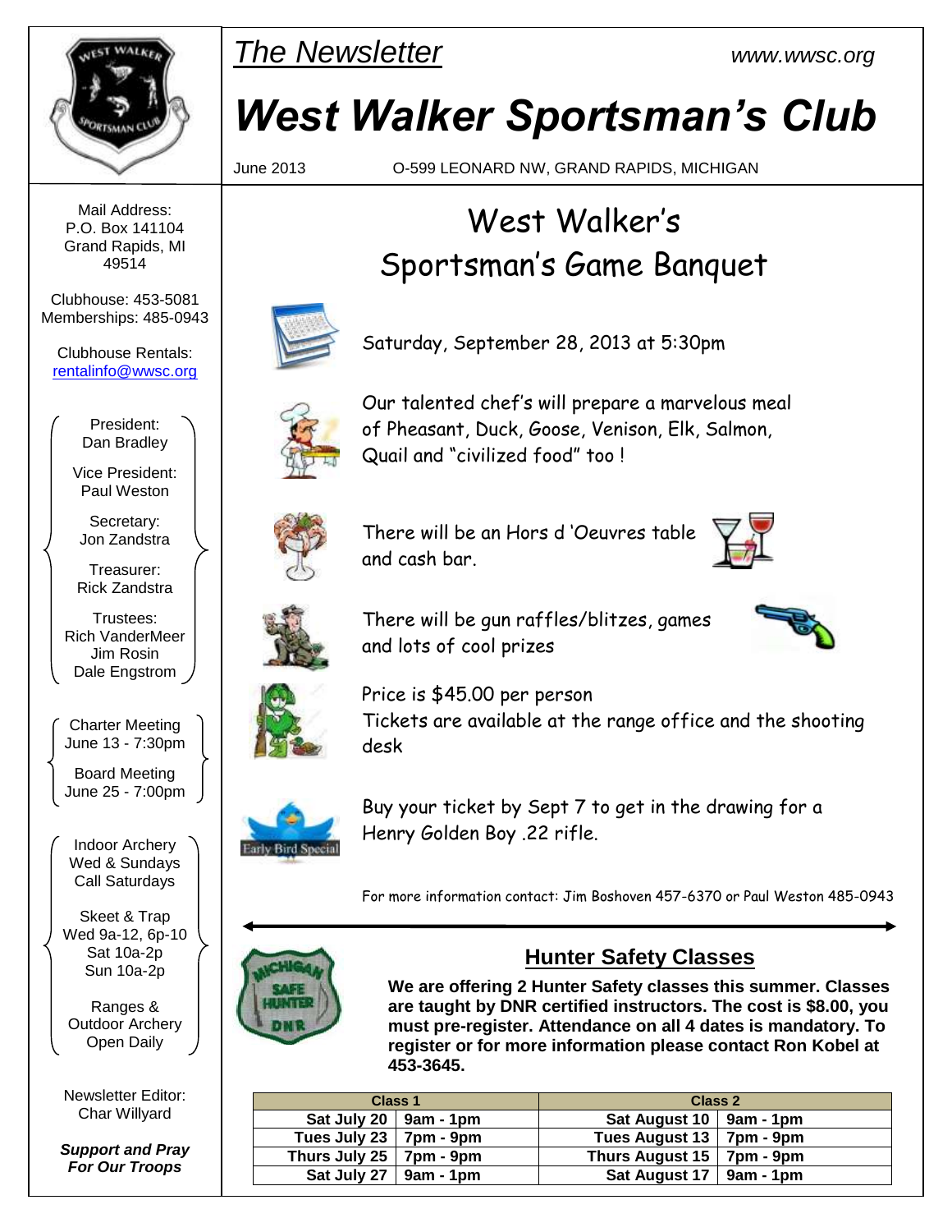*The Newsletter*

www.wwsc.org

# West Walker Sportsman's Club

June 2013 O-599 LEONARD NW, GRAND RAPIDS, MICHIGAN

Mail Address:
P.O. Box 141104
Grand Rapids, MI
49514

Clubhouse: 453-5081
Memberships: 485-0943

Clubhouse Rentals:
rentalinfo@wwsc.org

President:
Dan Bradley

Vice President:
Paul Weston

Secretary:
Jon Zandstra

Treasurer:
Rick Zandstra

Trustees:
Rich VanderMeer
Jim Rosin
Dale Engstrom

Charter Meeting
June 13 - 7:30pm

Board Meeting
June 25 - 7:00pm

Indoor Archery
Wed & Sundays
Call Saturdays

Skeet & Trap
Wed 9a-12, 6p-10
Sat 10a-2p
Sun 10a-2p

Ranges &
Outdoor Archery
Open Daily

Newsletter Editor:
Char Willyard

***Support and Pray For Our Troops***

## West Walker's Sportsman's Game Banquet

Saturday, September 28, 2013 at 5:30pm

Our talented chef's will prepare a marvelous meal of Pheasant, Duck, Goose, Venison, Elk, Salmon, Quail and "civilized food" too !

There will be an Hors d 'Oeuvres table and cash bar.

There will be gun raffles/blitzes, games and lots of cool prizes

Price is $45.00 per person
Tickets are available at the range office and the shooting desk

Early Bird Special

Buy your ticket by Sept 7 to get in the drawing for a Henry Golden Boy .22 rifle.

For more information contact: Jim Boshoven 457-6370 or Paul Weston 485-0943

## Hunter Safety Classes

**We are offering 2 Hunter Safety classes this summer. Classes are taught by DNR certified instructors. The cost is $8.00, you must pre-register. Attendance on all 4 dates is mandatory. To register or for more information please contact Ron Kobel at 453-3645.**

| Class 1 | | Class 2 | |
|---|---|---|---|
| Sat July 20 | 9am - 1pm | Sat August 10 | 9am - 1pm |
| Tues July 23 | 7pm - 9pm | Tues August 13 | 7pm - 9pm |
| Thurs July 25 | 7pm - 9pm | Thurs August 15 | 7pm - 9pm |
| Sat July 27 | 9am - 1pm | Sat August 17 | 9am - 1pm |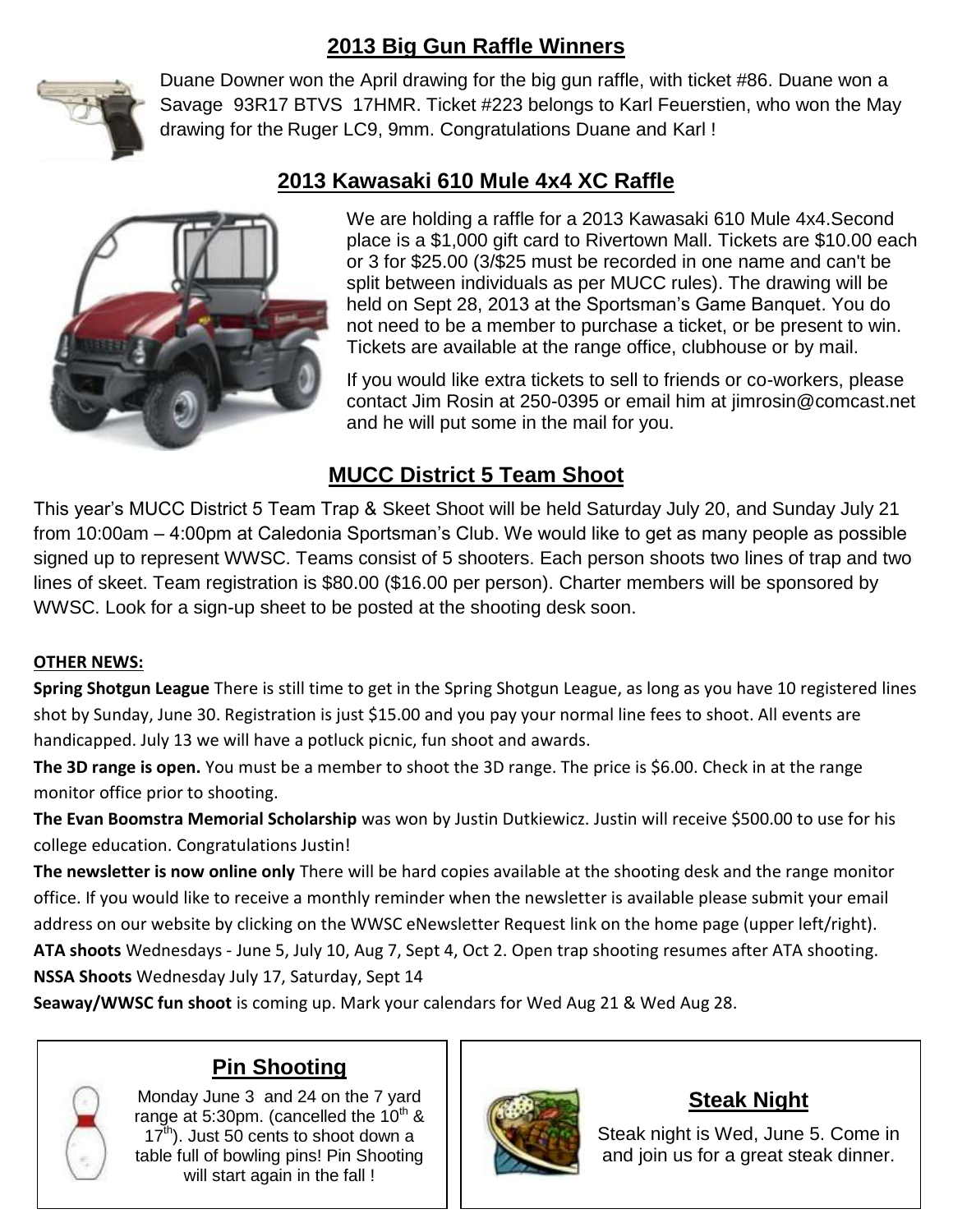## 2013 Big Gun Raffle Winners

Duane Downer won the April drawing for the big gun raffle, with ticket #86. Duane won a Savage 93R17 BTVS 17HMR. Ticket #223 belongs to Karl Feuerstien, who won the May drawing for the Ruger LC9, 9mm. Congratulations Duane and Karl !

## 2013 Kawasaki 610 Mule 4x4 XC Raffle

We are holding a raffle for a 2013 Kawasaki 610 Mule 4x4.Second place is a $1,000 gift card to Rivertown Mall. Tickets are $10.00 each or 3 for $25.00 (3/$25 must be recorded in one name and can't be split between individuals as per MUCC rules). The drawing will be held on Sept 28, 2013 at the Sportsman's Game Banquet. You do not need to be a member to purchase a ticket, or be present to win. Tickets are available at the range office, clubhouse or by mail.

If you would like extra tickets to sell to friends or co-workers, please contact Jim Rosin at 250-0395 or email him at jimrosin@comcast.net and he will put some in the mail for you.

## MUCC District 5 Team Shoot

This year's MUCC District 5 Team Trap & Skeet Shoot will be held Saturday July 20, and Sunday July 21 from 10:00am – 4:00pm at Caledonia Sportsman's Club. We would like to get as many people as possible signed up to represent WWSC. Teams consist of 5 shooters. Each person shoots two lines of trap and two lines of skeet. Team registration is $80.00 ($16.00 per person). Charter members will be sponsored by WWSC. Look for a sign-up sheet to be posted at the shooting desk soon.

**OTHER NEWS:**

**Spring Shotgun League** There is still time to get in the Spring Shotgun League, as long as you have 10 registered lines shot by Sunday, June 30. Registration is just $15.00 and you pay your normal line fees to shoot. All events are handicapped. July 13 we will have a potluck picnic, fun shoot and awards.

**The 3D range is open.** You must be a member to shoot the 3D range. The price is $6.00. Check in at the range monitor office prior to shooting.

**The Evan Boomstra Memorial Scholarship** was won by Justin Dutkiewicz. Justin will receive $500.00 to use for his college education. Congratulations Justin!

**The newsletter is now online only** There will be hard copies available at the shooting desk and the range monitor office. If you would like to receive a monthly reminder when the newsletter is available please submit your email address on our website by clicking on the WWSC eNewsletter Request link on the home page (upper left/right).

**ATA shoots** Wednesdays - June 5, July 10, Aug 7, Sept 4, Oct 2. Open trap shooting resumes after ATA shooting.

**NSSA Shoots** Wednesday July 17, Saturday, Sept 14

**Seaway/WWSC fun shoot** is coming up. Mark your calendars for Wed Aug 21 & Wed Aug 28.

## Pin Shooting

Monday June 3 and 24 on the 7 yard range at 5:30pm. (cancelled the 10th & 17th). Just 50 cents to shoot down a table full of bowling pins! Pin Shooting will start again in the fall !

## Steak Night

Steak night is Wed, June 5. Come in and join us for a great steak dinner.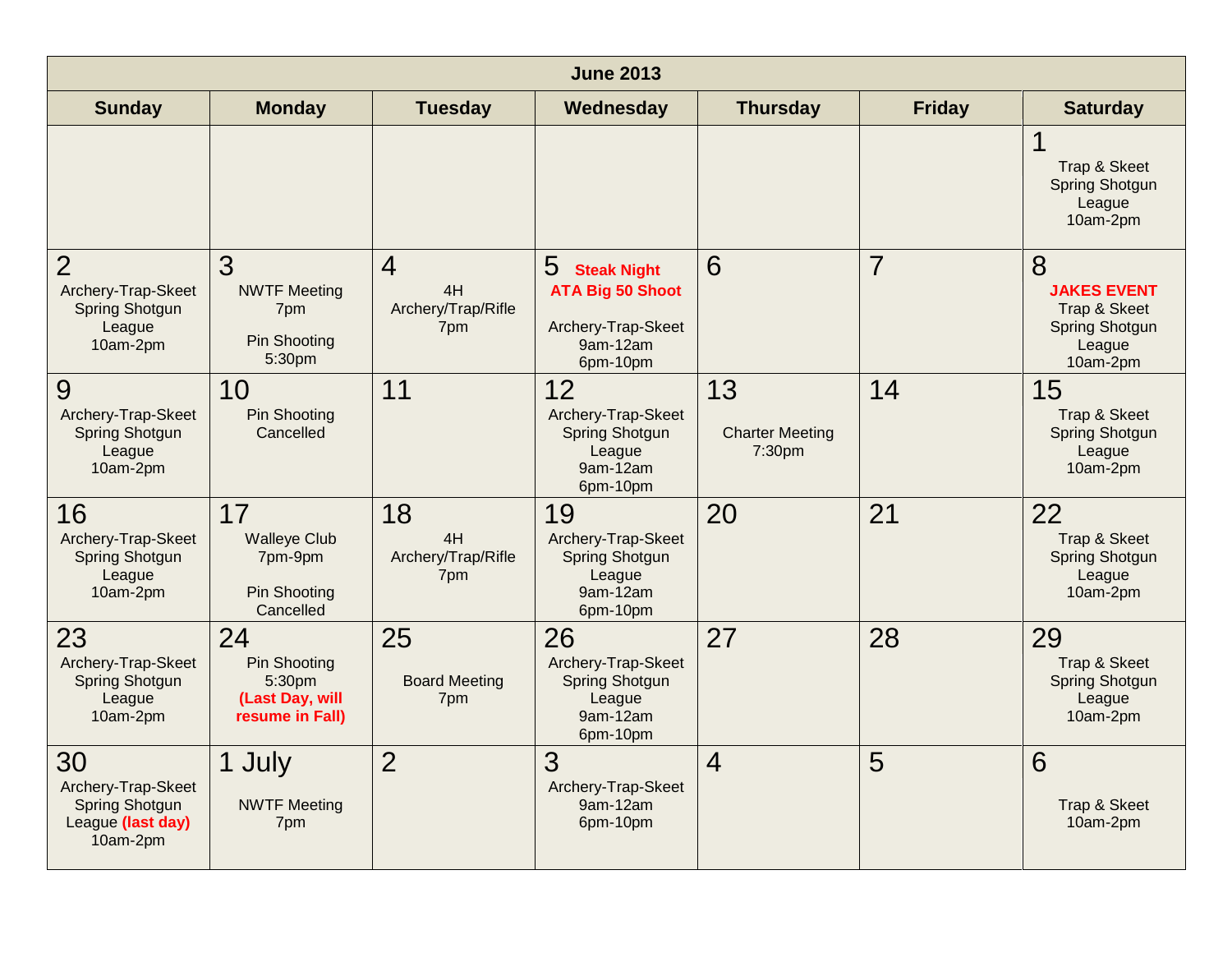# June 2013

| Sunday | Monday | Tuesday | Wednesday | Thursday | Friday | Saturday |
|---|---|---|---|---|---|---|
| | | | | | | 1<br>Trap & Skeet Spring Shotgun League 10am-2pm |
| 2<br>Archery-Trap-Skeet Spring Shotgun League 10am-2pm | 3<br>NWTF Meeting 7pm<br>Pin Shooting 5:30pm | 4<br>4H Archery/Trap/Rifle 7pm | 5 **Steak Night**<br>**ATA Big 50 Shoot**<br>Archery-Trap-Skeet 9am-12am 6pm-10pm | 6 | 7 | 8<br>**JAKES EVENT**<br>Trap & Skeet Spring Shotgun League 10am-2pm |
| 9<br>Archery-Trap-Skeet Spring Shotgun League 10am-2pm | 10<br>Pin Shooting Cancelled | 11 | 12<br>Archery-Trap-Skeet Spring Shotgun League 9am-12am 6pm-10pm | 13<br>Charter Meeting 7:30pm | 14 | 15<br>Trap & Skeet Spring Shotgun League 10am-2pm |
| 16<br>Archery-Trap-Skeet Spring Shotgun League 10am-2pm | 17<br>Walleye Club 7pm-9pm<br>Pin Shooting Cancelled | 18<br>4H Archery/Trap/Rifle 7pm | 19<br>Archery-Trap-Skeet Spring Shotgun League 9am-12am 6pm-10pm | 20 | 21 | 22<br>Trap & Skeet Spring Shotgun League 10am-2pm |
| 23<br>Archery-Trap-Skeet Spring Shotgun League 10am-2pm | 24<br>Pin Shooting 5:30pm **(Last Day, will resume in Fall)** | 25<br>Board Meeting 7pm | 26<br>Archery-Trap-Skeet Spring Shotgun League 9am-12am 6pm-10pm | 27 | 28 | 29<br>Trap & Skeet Spring Shotgun League 10am-2pm |
| 30<br>Archery-Trap-Skeet Spring Shotgun League **(last day)** 10am-2pm | 1 July<br>NWTF Meeting 7pm | 2 | 3<br>Archery-Trap-Skeet 9am-12am 6pm-10pm | 4 | 5 | 6<br>Trap & Skeet 10am-2pm |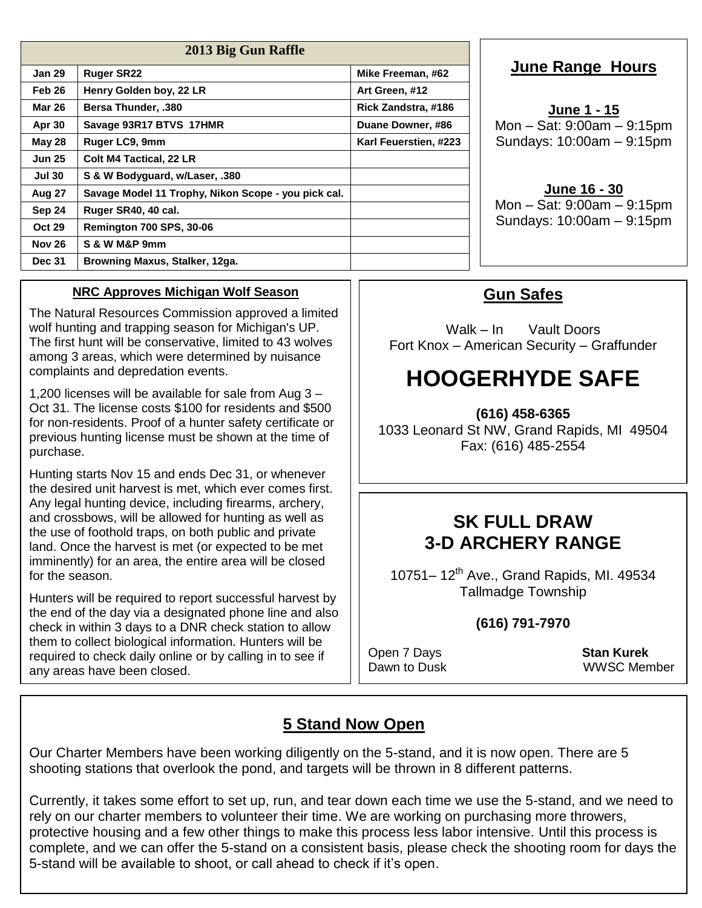| 2013 Big Gun Raffle | | |
|---|---|---|
| Jan 29 | Ruger SR22 | Mike Freeman, #62 |
| Feb 26 | Henry Golden boy, 22 LR | Art Green, #12 |
| Mar 26 | Bersa Thunder, .380 | Rick Zandstra, #186 |
| Apr 30 | Savage 93R17 BTVS 17HMR | Duane Downer, #86 |
| May 28 | Ruger LC9, 9mm | Karl Feuerstien, #223 |
| Jun 25 | Colt M4 Tactical, 22 LR | |
| Jul 30 | S & W Bodyguard, w/Laser, .380 | |
| Aug 27 | Savage Model 11 Trophy, Nikon Scope - you pick cal. | |
| Sep 24 | Ruger SR40, 40 cal. | |
| Oct 29 | Remington 700 SPS, 30-06 | |
| Nov 26 | S & W M&P 9mm | |
| Dec 31 | Browning Maxus, Stalker, 12ga. | |

## June Range Hours

**June 1 - 15**
Mon – Sat: 9:00am – 9:15pm
Sundays: 10:00am – 9:15pm

**June 16 - 30**
Mon – Sat: 9:00am – 9:15pm
Sundays: 10:00am – 9:15pm

### NRC Approves Michigan Wolf Season

The Natural Resources Commission approved a limited wolf hunting and trapping season for Michigan's UP. The first hunt will be conservative, limited to 43 wolves among 3 areas, which were determined by nuisance complaints and depredation events.

1,200 licenses will be available for sale from Aug 3 – Oct 31. The license costs $100 for residents and $500 for non-residents. Proof of a hunter safety certificate or previous hunting license must be shown at the time of purchase.

Hunting starts Nov 15 and ends Dec 31, or whenever the desired unit harvest is met, which ever comes first. Any legal hunting device, including firearms, archery, and crossbows, will be allowed for hunting as well as the use of foothold traps, on both public and private land. Once the harvest is met (or expected to be met imminently) for an area, the entire area will be closed for the season.

Hunters will be required to report successful harvest by the end of the day via a designated phone line and also check in within 3 days to a DNR check station to allow them to collect biological information. Hunters will be required to check daily online or by calling in to see if any areas have been closed.

## Gun Safes

Walk – In Vault Doors
Fort Knox – American Security – Graffunder

# HOOGERHYDE SAFE

**(616) 458-6365**
1033 Leonard St NW, Grand Rapids, MI 49504
Fax: (616) 485-2554

## SK FULL DRAW 3-D ARCHERY RANGE

10751– 12th Ave., Grand Rapids, MI. 49534
Tallmadge Township

**(616) 791-7970**

Open 7 Days
Dawn to Dusk

**Stan Kurek**
WWSC Member

## 5 Stand Now Open

Our Charter Members have been working diligently on the 5-stand, and it is now open. There are 5 shooting stations that overlook the pond, and targets will be thrown in 8 different patterns.

Currently, it takes some effort to set up, run, and tear down each time we use the 5-stand, and we need to rely on our charter members to volunteer their time. We are working on purchasing more throwers, protective housing and a few other things to make this process less labor intensive. Until this process is complete, and we can offer the 5-stand on a consistent basis, please check the shooting room for days the 5-stand will be available to shoot, or call ahead to check if it's open.